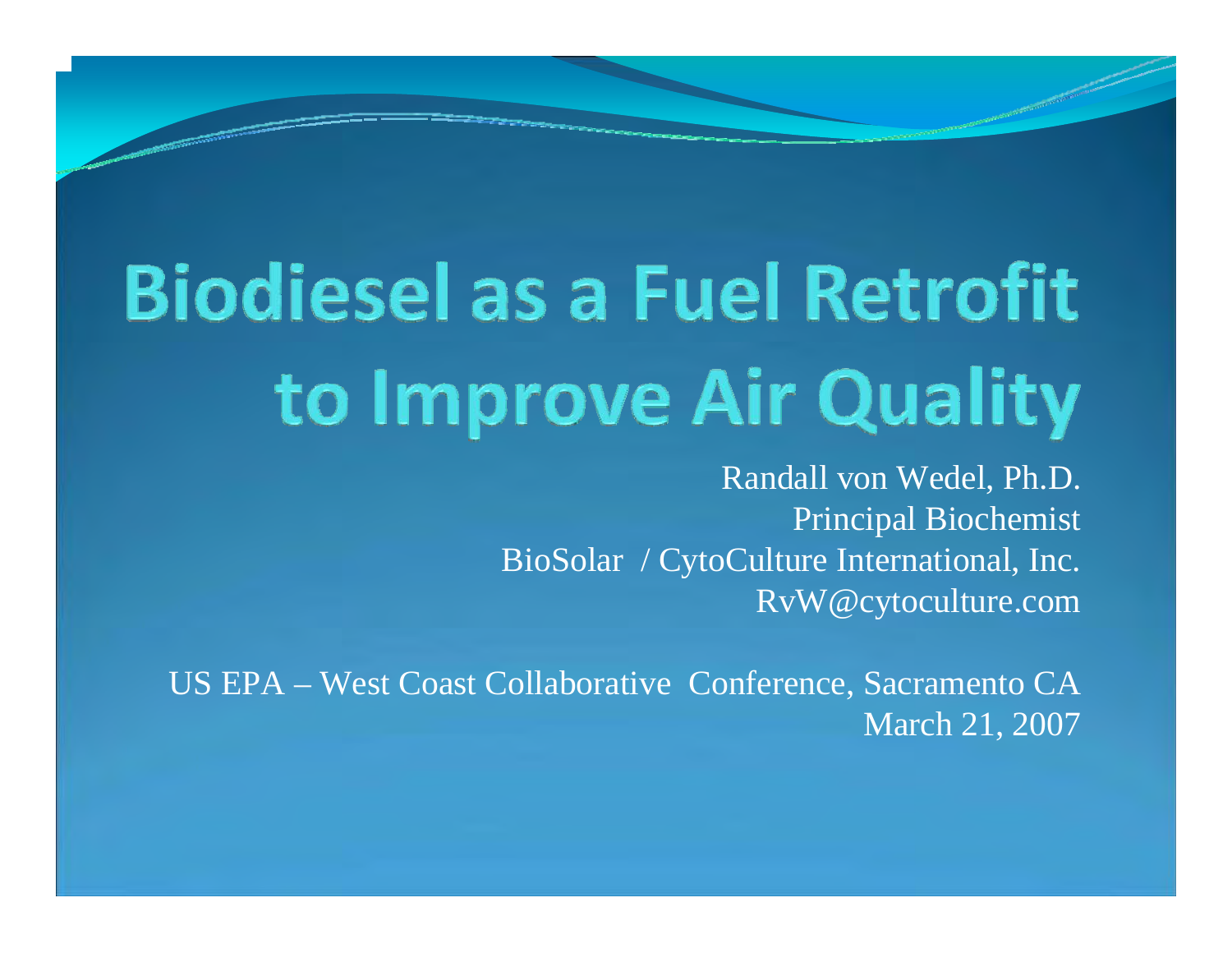# Biodiesel as a Fuel Retrofit to Improve Air Quality

Randall von Wedel, Ph.D.
Principal Biochemist
BioSolar / CytoCulture International, Inc.
RvW@cytoculture.com

US EPA – West Coast Collaborative Conference, Sacramento CA
March 21, 2007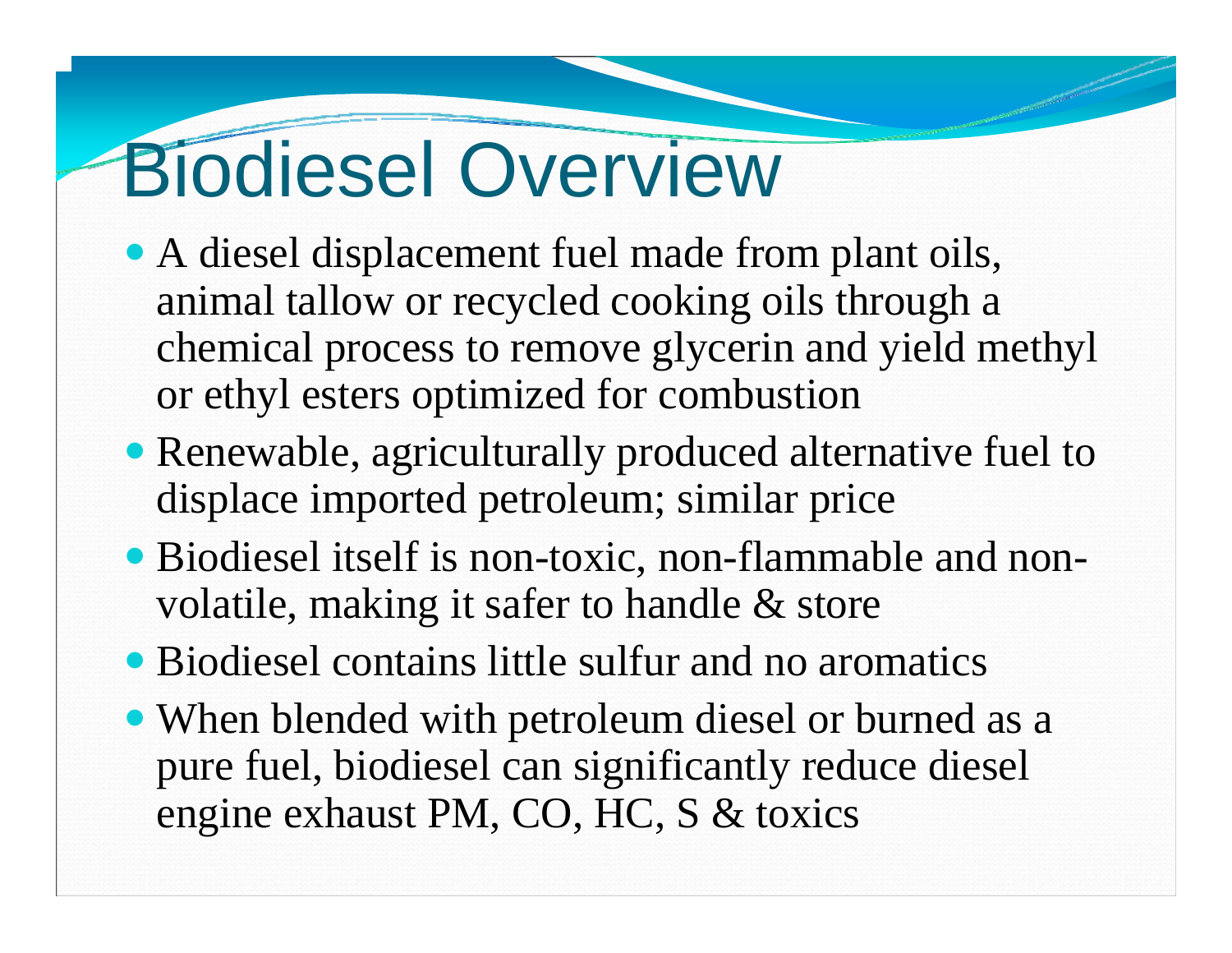# Biodiesel Overview

- A diesel displacement fuel made from plant oils, animal tallow or recycled cooking oils through a chemical process to remove glycerin and yield methyl or ethyl esters optimized for combustion
- Renewable, agriculturally produced alternative fuel to displace imported petroleum; similar price
- Biodiesel itself is non-toxic, non-flammable and non-volatile, making it safer to handle & store
- Biodiesel contains little sulfur and no aromatics
- When blended with petroleum diesel or burned as a pure fuel, biodiesel can significantly reduce diesel engine exhaust PM, CO, HC, S & toxics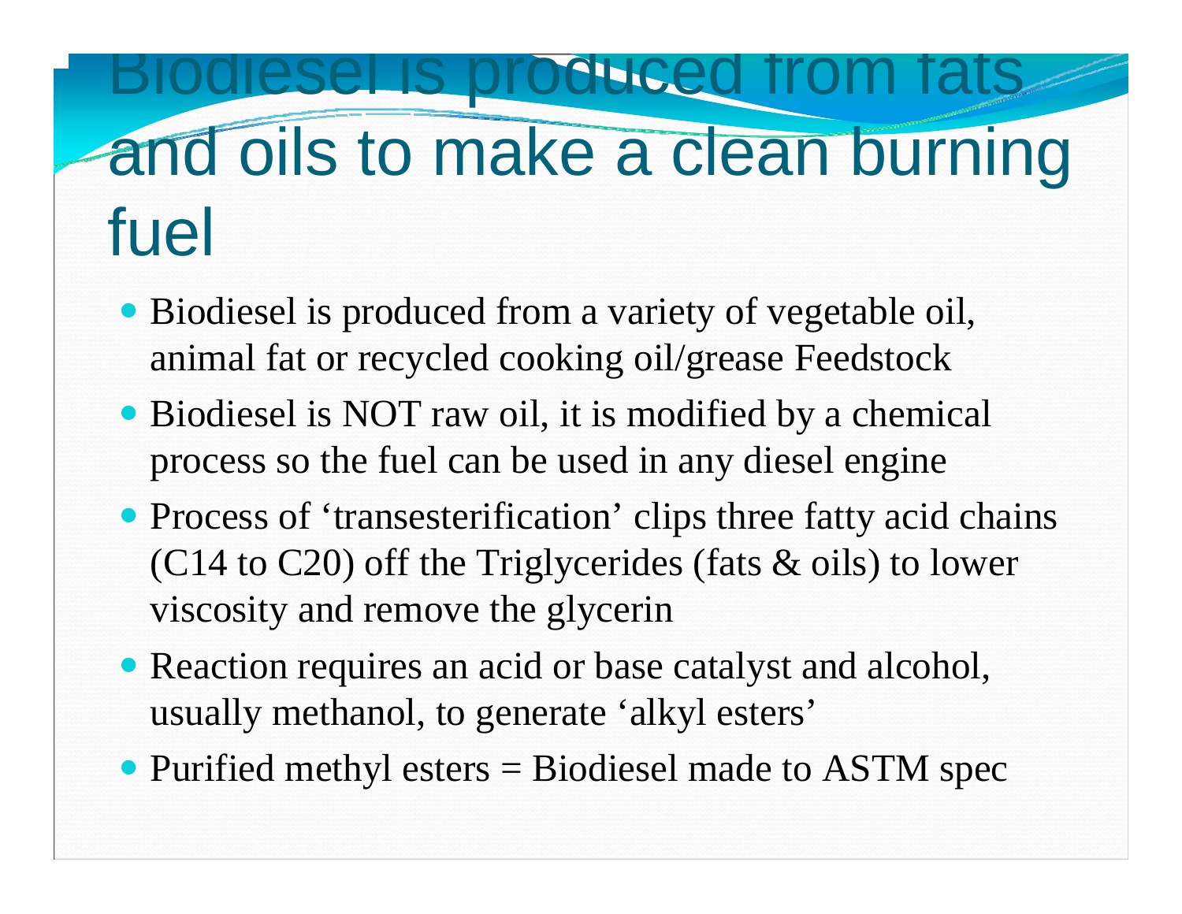# Biodiesel is produced from fats and oils to make a clean burning fuel

- Biodiesel is produced from a variety of vegetable oil, animal fat or recycled cooking oil/grease Feedstock
- Biodiesel is NOT raw oil, it is modified by a chemical process so the fuel can be used in any diesel engine
- Process of 'transesterification' clips three fatty acid chains (C14 to C20) off the Triglycerides (fats & oils) to lower viscosity and remove the glycerin
- Reaction requires an acid or base catalyst and alcohol, usually methanol, to generate 'alkyl esters'
- Purified methyl esters = Biodiesel made to ASTM spec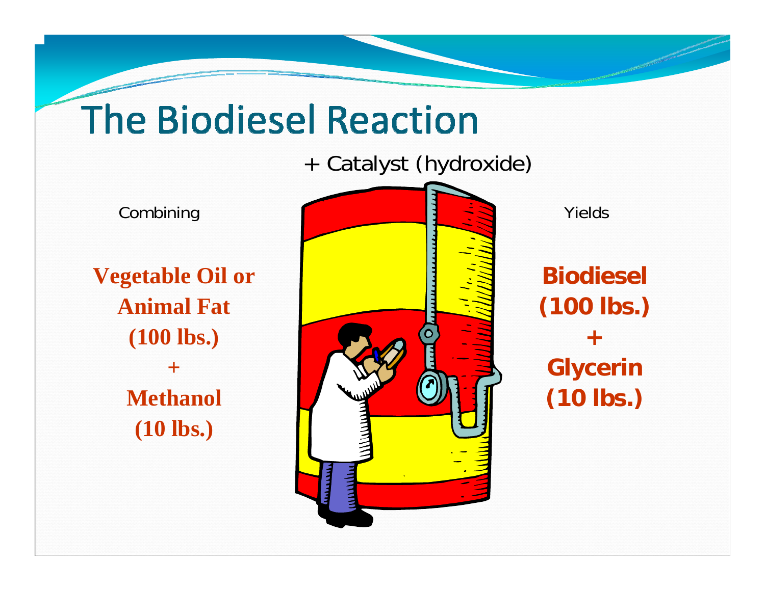# The Biodiesel Reaction

+ Catalyst (hydroxide)

Combining

**Vegetable Oil or Animal Fat (100 lbs.)**

**+**

**Methanol (10 lbs.)**

Yields

**Biodiesel (100 lbs.)**

**+**

**Glycerin (10 lbs.)**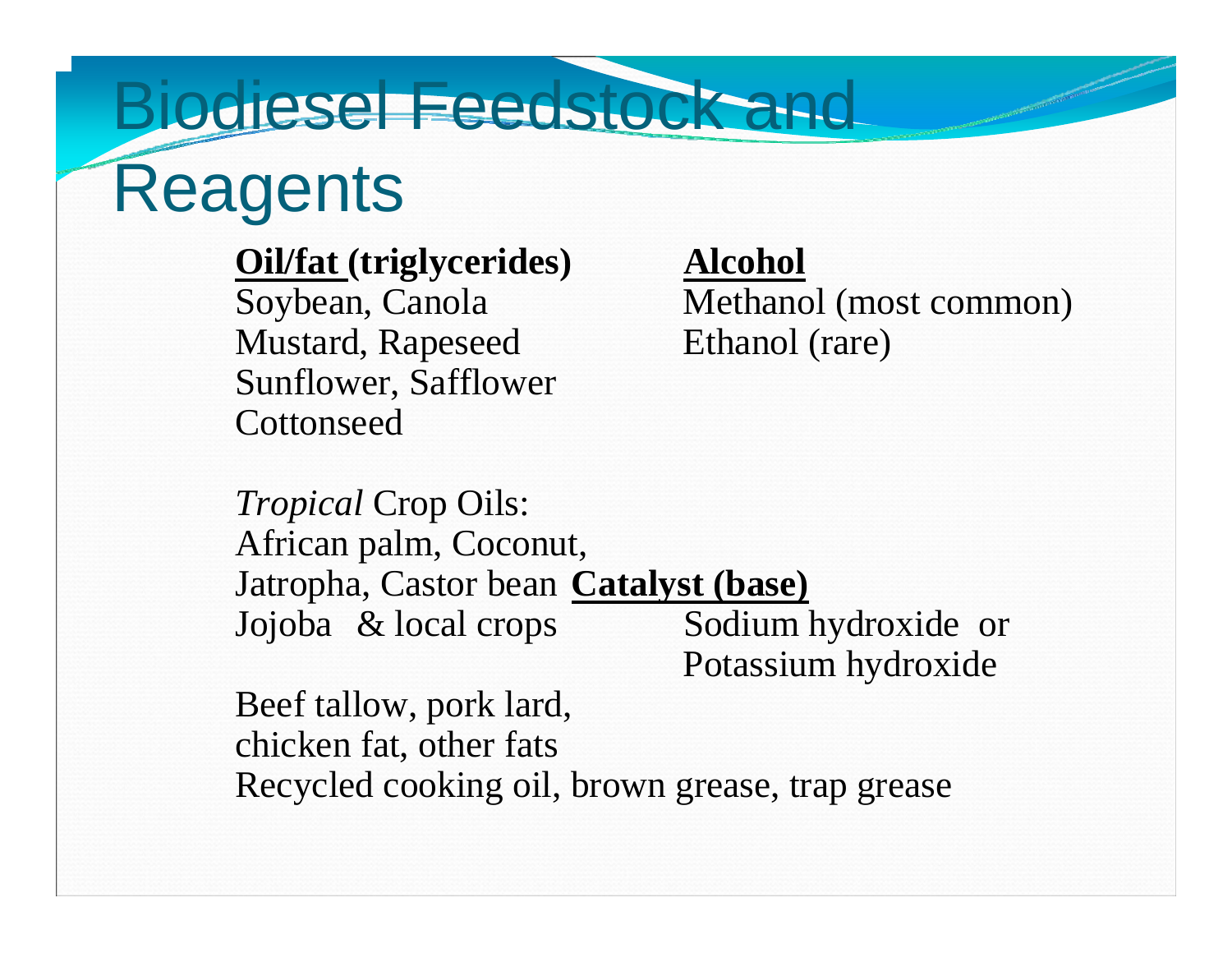# Biodiesel Feedstock and Reagents

**Oil/fat (triglycerides)**

Soybean, Canola
Mustard, Rapeseed
Sunflower, Safflower
Cottonseed

*Tropical* Crop Oils:
African palm, Coconut,
Jatropha, Castor bean
Jojoba & local crops

Beef tallow, pork lard,
chicken fat, other fats
Recycled cooking oil, brown grease, trap grease

**Alcohol**

Methanol (most common)
Ethanol (rare)

**Catalyst (base)**

Sodium hydroxide or
Potassium hydroxide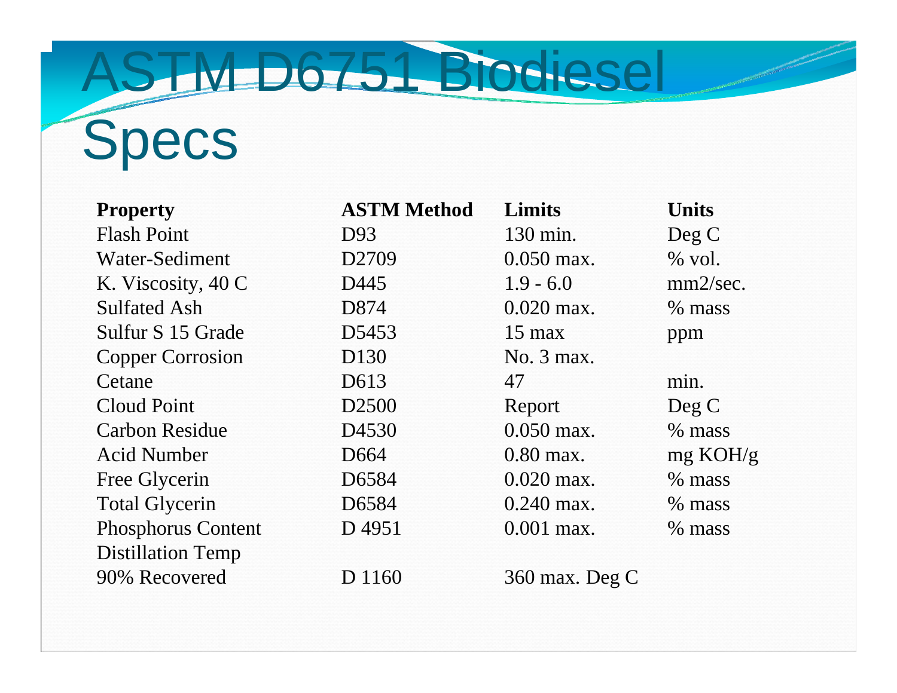# ASTM D6751 Biodiesel Specs

| Property | ASTM Method | Limits | Units |
|---|---|---|---|
| Flash Point | D93 | 130 min. | Deg C |
| Water-Sediment | D2709 | 0.050 max. | % vol. |
| K. Viscosity, 40 C | D445 | 1.9 - 6.0 | mm2/sec. |
| Sulfated Ash | D874 | 0.020 max. | % mass |
| Sulfur S 15 Grade | D5453 | 15 max | ppm |
| Copper Corrosion | D130 | No. 3 max. | |
| Cetane | D613 | 47 | min. |
| Cloud Point | D2500 | Report | Deg C |
| Carbon Residue | D4530 | 0.050 max. | % mass |
| Acid Number | D664 | 0.80 max. | mg KOH/g |
| Free Glycerin | D6584 | 0.020 max. | % mass |
| Total Glycerin | D6584 | 0.240 max. | % mass |
| Phosphorus Content | D 4951 | 0.001 max. | % mass |
| Distillation Temp 90% Recovered | D 1160 | 360 max. Deg C | |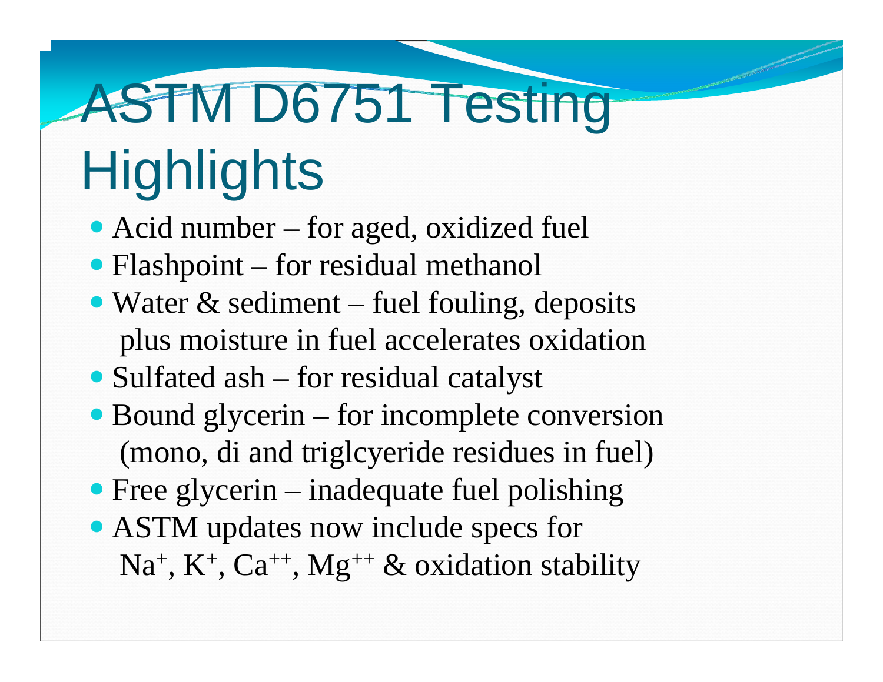# ASTM D6751 Testing Highlights

- Acid number – for aged, oxidized fuel
- Flashpoint – for residual methanol
- Water & sediment – fuel fouling, deposits plus moisture in fuel accelerates oxidation
- Sulfated ash – for residual catalyst
- Bound glycerin – for incomplete conversion (mono, di and triglcyeride residues in fuel)
- Free glycerin – inadequate fuel polishing
- ASTM updates now include specs for $Na^{+}$, $K^{+}$, $Ca^{++}$, $Mg^{++}$ & oxidation stability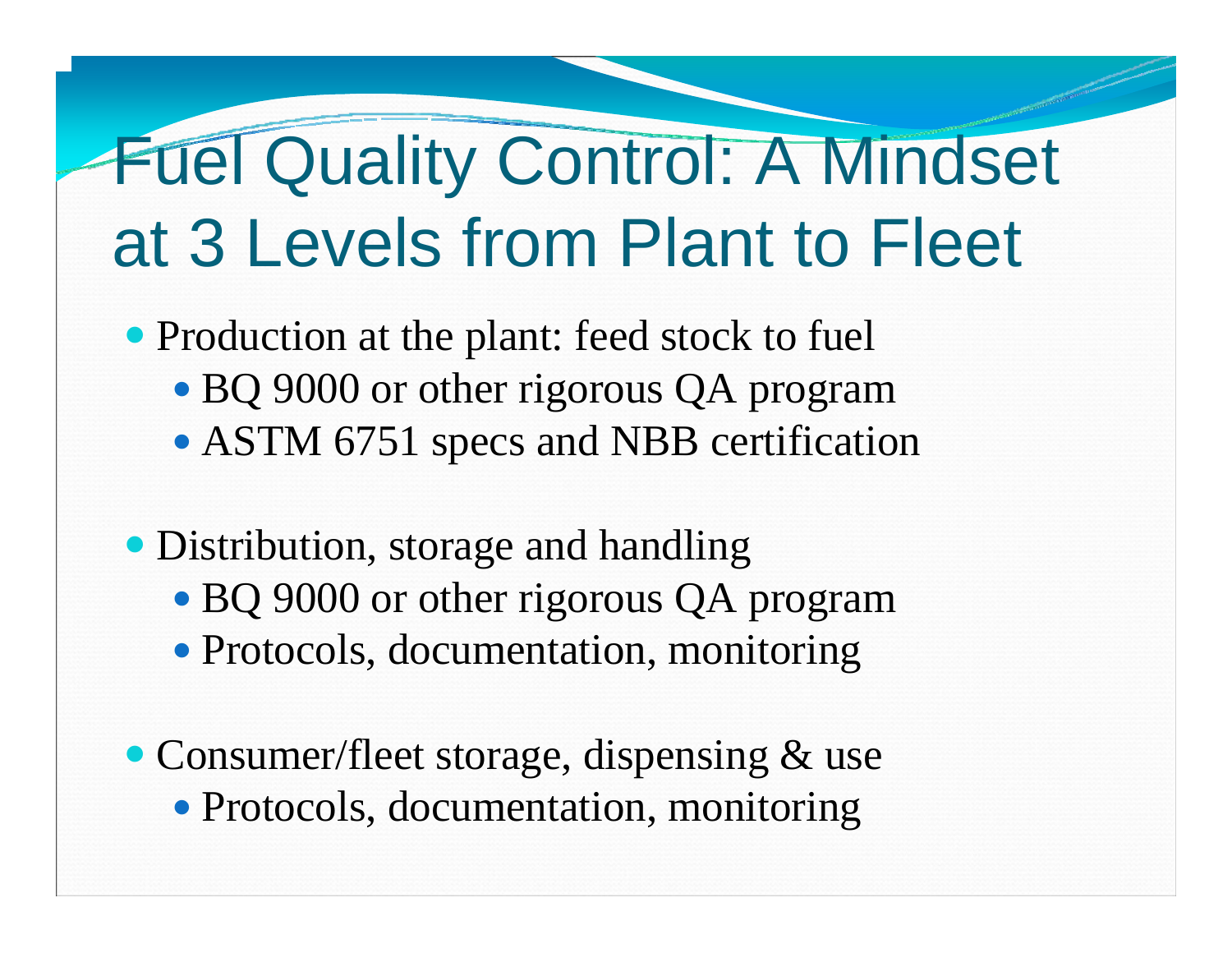# Fuel Quality Control: A Mindset at 3 Levels from Plant to Fleet

- Production at the plant: feed stock to fuel
  - BQ 9000 or other rigorous QA program
  - ASTM 6751 specs and NBB certification

- Distribution, storage and handling
  - BQ 9000 or other rigorous QA program
  - Protocols, documentation, monitoring

- Consumer/fleet storage, dispensing & use
  - Protocols, documentation, monitoring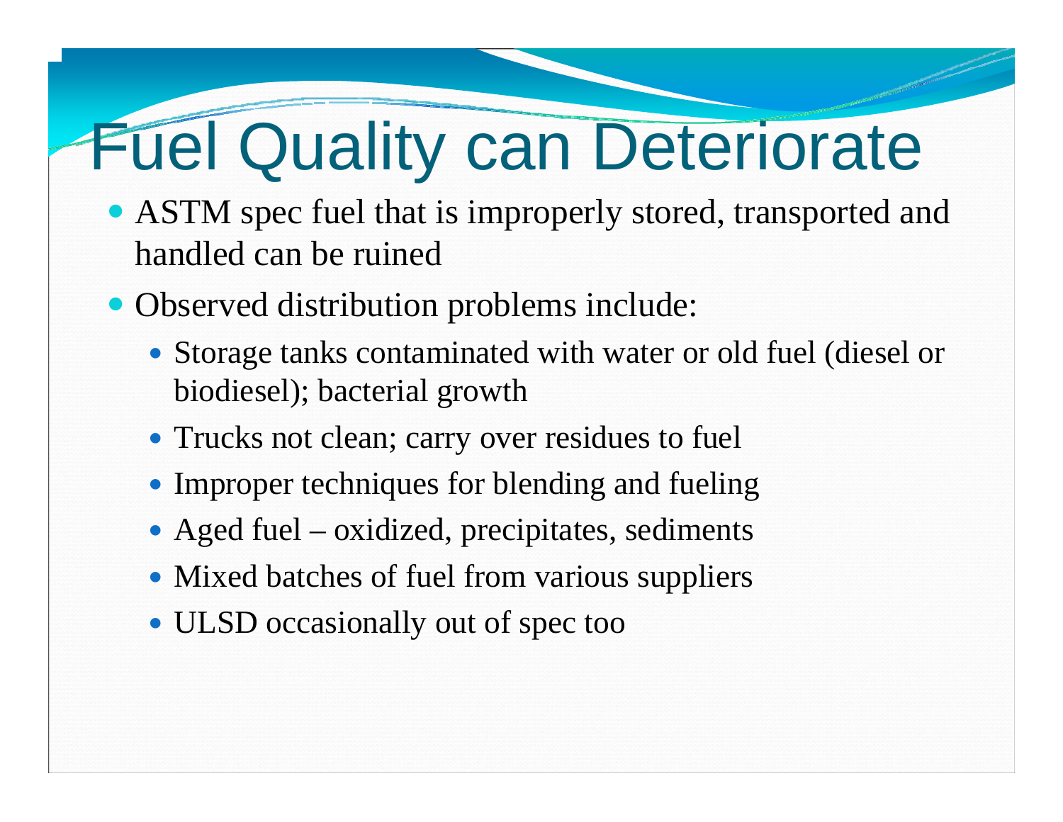# Fuel Quality can Deteriorate

- ASTM spec fuel that is improperly stored, transported and handled can be ruined
- Observed distribution problems include:
  - Storage tanks contaminated with water or old fuel (diesel or biodiesel); bacterial growth
  - Trucks not clean; carry over residues to fuel
  - Improper techniques for blending and fueling
  - Aged fuel – oxidized, precipitates, sediments
  - Mixed batches of fuel from various suppliers
  - ULSD occasionally out of spec too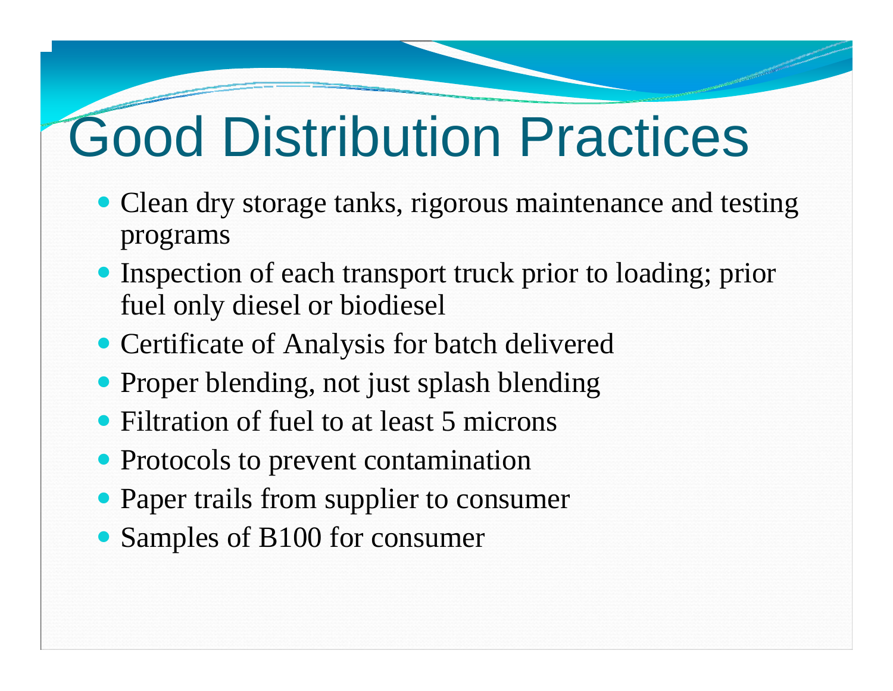# Good Distribution Practices

- Clean dry storage tanks, rigorous maintenance and testing programs
- Inspection of each transport truck prior to loading; prior fuel only diesel or biodiesel
- Certificate of Analysis for batch delivered
- Proper blending, not just splash blending
- Filtration of fuel to at least 5 microns
- Protocols to prevent contamination
- Paper trails from supplier to consumer
- Samples of B100 for consumer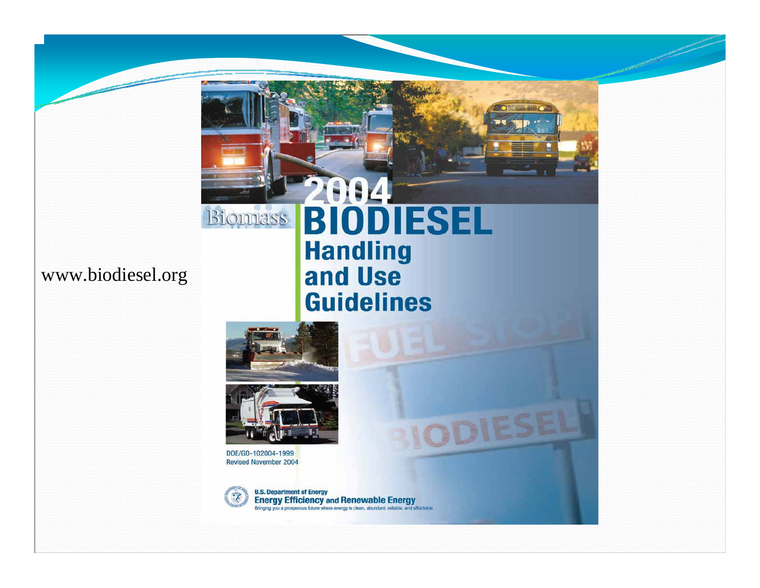www.biodiesel.org

2004

Biomass

# BIODIESEL Handling and Use Guidelines

DOE/GO-102004-1999
Revised November 2004

U.S. Department of Energy
**Energy Efficiency and Renewable Energy**
Bringing you a prosperous future where energy is clean, abundant, reliable, and affordable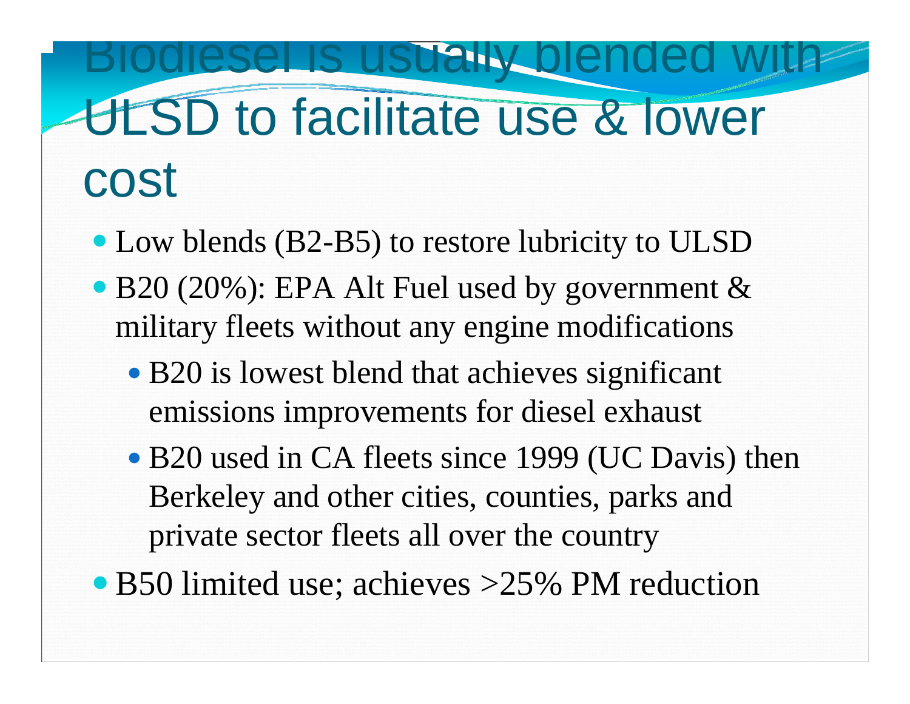# Biodiesel is usually blended with ULSD to facilitate use & lower cost

- Low blends (B2-B5) to restore lubricity to ULSD
- B20 (20%): EPA Alt Fuel used by government & military fleets without any engine modifications
  - B20 is lowest blend that achieves significant emissions improvements for diesel exhaust
  - B20 used in CA fleets since 1999 (UC Davis) then Berkeley and other cities, counties, parks and private sector fleets all over the country
- B50 limited use; achieves >25% PM reduction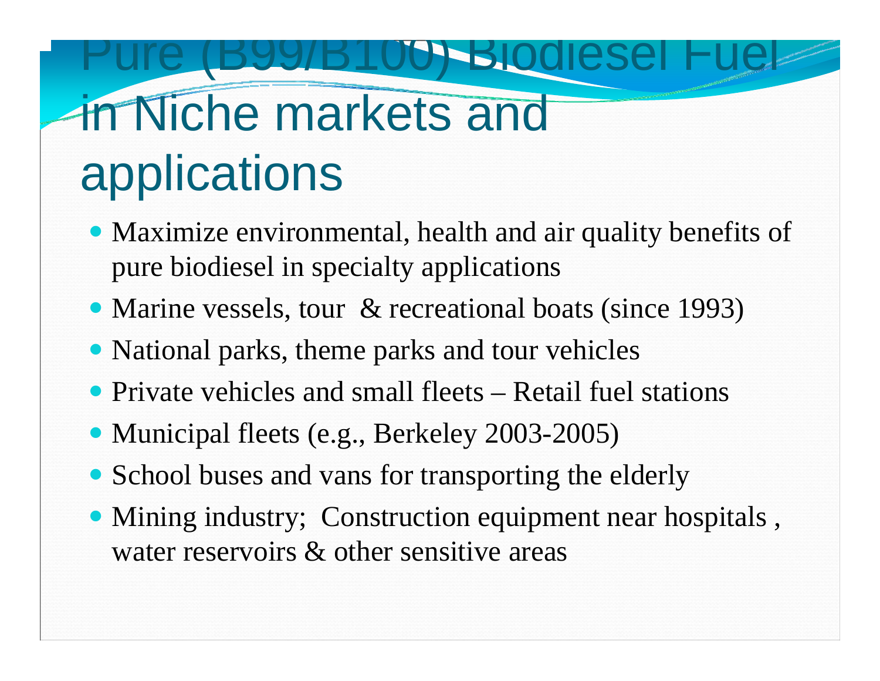# Pure (B99/B100) Biodiesel Fuel in Niche markets and applications

- Maximize environmental, health and air quality benefits of pure biodiesel in specialty applications
- Marine vessels, tour & recreational boats (since 1993)
- National parks, theme parks and tour vehicles
- Private vehicles and small fleets – Retail fuel stations
- Municipal fleets (e.g., Berkeley 2003-2005)
- School buses and vans for transporting the elderly
- Mining industry; Construction equipment near hospitals , water reservoirs & other sensitive areas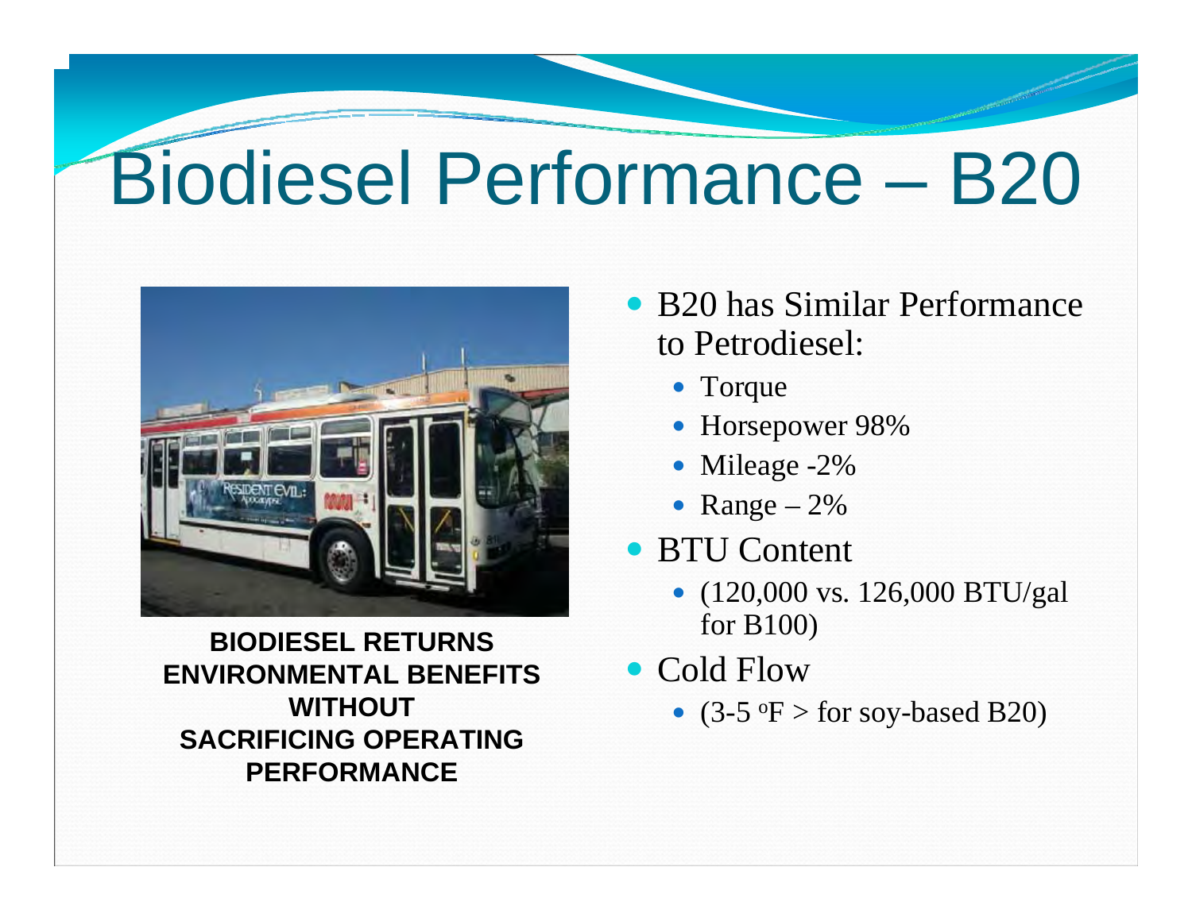# Biodiesel Performance – B20

**BIODIESEL RETURNS ENVIRONMENTAL BENEFITS WITHOUT SACRIFICING OPERATING PERFORMANCE**

- B20 has Similar Performance to Petrodiesel:
  - Torque
  - Horsepower 98%
  - Mileage -2%
  - Range – 2%
- BTU Content
  - (120,000 vs. 126,000 BTU/gal for B100)
- Cold Flow
  - (3-5 $^{o}$F > for soy-based B20)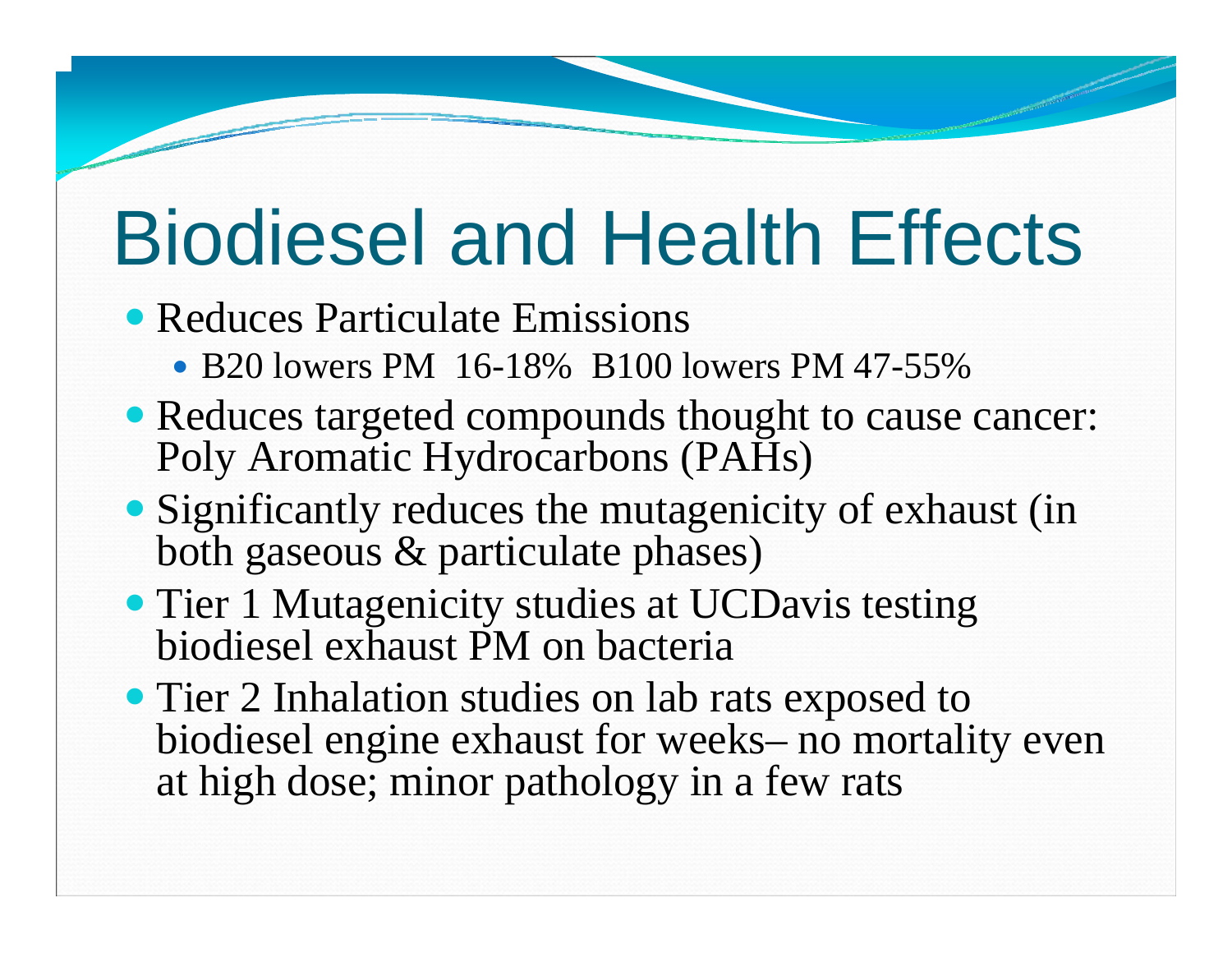# Biodiesel and Health Effects

- Reduces Particulate Emissions
  - B20 lowers PM 16-18% B100 lowers PM 47-55%
- Reduces targeted compounds thought to cause cancer: Poly Aromatic Hydrocarbons (PAHs)
- Significantly reduces the mutagenicity of exhaust (in both gaseous & particulate phases)
- Tier 1 Mutagenicity studies at UCDavis testing biodiesel exhaust PM on bacteria
- Tier 2 Inhalation studies on lab rats exposed to biodiesel engine exhaust for weeks– no mortality even at high dose; minor pathology in a few rats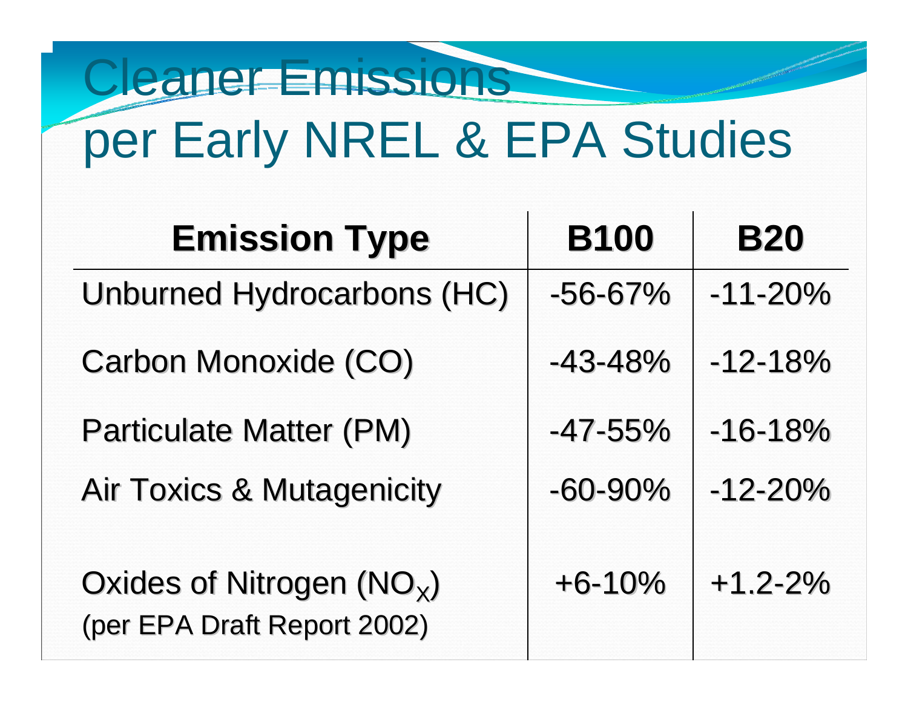# Cleaner Emissions per Early NREL & EPA Studies

| Emission Type | B100 | B20 |
|---|---|---|
| Unburned Hydrocarbons (HC) | -56-67% | -11-20% |
| Carbon Monoxide (CO) | -43-48% | -12-18% |
| Particulate Matter (PM) | -47-55% | -16-18% |
| Air Toxics & Mutagenicity | -60-90% | -12-20% |
| Oxides of Nitrogen ($NO_X$) (per EPA Draft Report 2002) | +6-10% | +1.2-2% |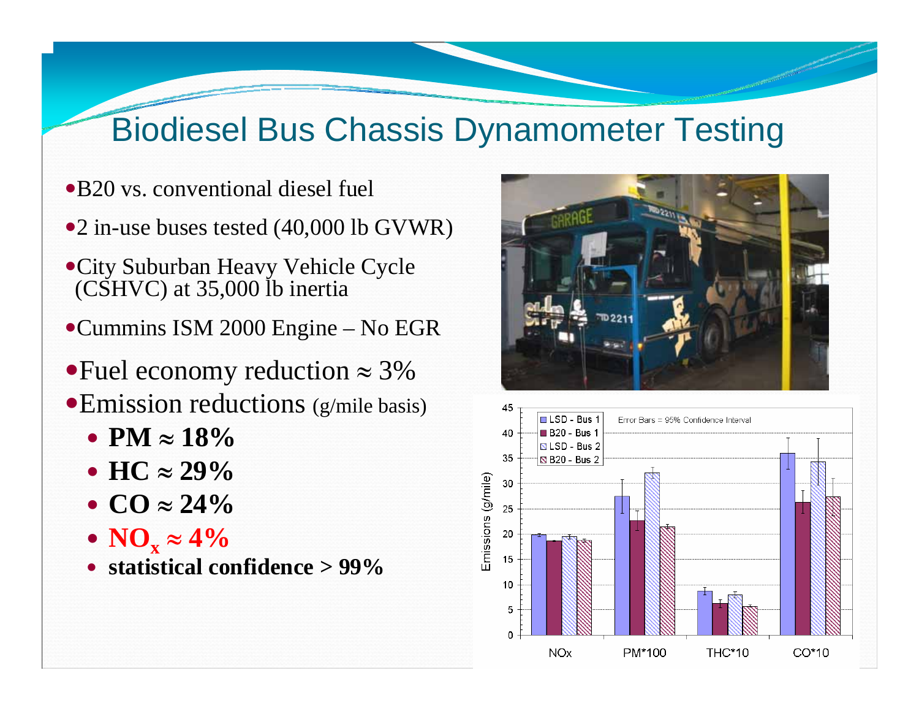# Biodiesel Bus Chassis Dynamometer Testing

- B20 vs. conventional diesel fuel
- 2 in-use buses tested (40,000 lb GVWR)
- City Suburban Heavy Vehicle Cycle (CSHVC) at 35,000 lb inertia
- Cummins ISM 2000 Engine – No EGR
- Fuel economy reduction ≈ 3%
- Emission reductions (g/mile basis)
  - **PM ≈ 18%**
  - **HC ≈ 29%**
  - **CO ≈ 24%**
  - **$NO_x$ ≈ 4%**
  - **statistical confidence > 99%**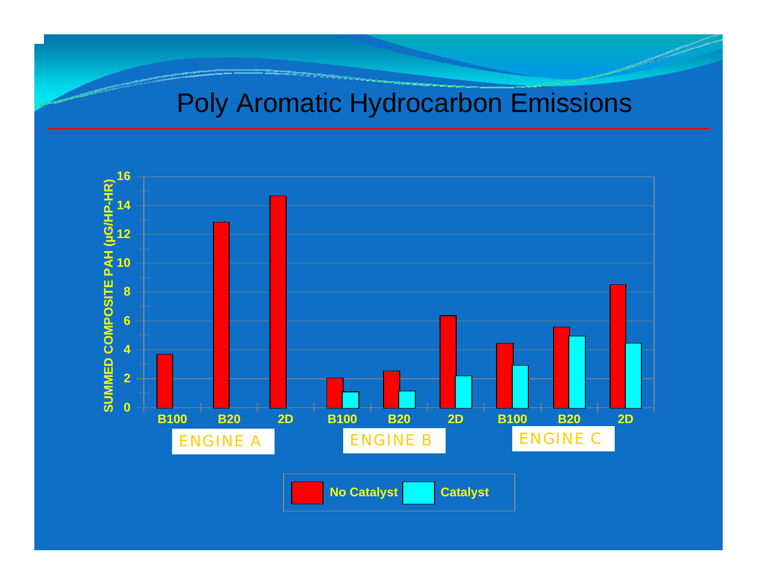# Poly Aromatic Hydrocarbon Emissions

SUMMED COMPOSITE PAH (µG/HP-HR)

| Engine | Fuel | No Catalyst | Catalyst |
|---|---|---|---|
| ENGINE A | B100 | 3.7 | |
| ENGINE A | B20 | 12.8 | |
| ENGINE A | 2D | 14.6 | |
| ENGINE B | B100 | 2.1 | 1.1 |
| ENGINE B | B20 | 2.6 | 1.2 |
| ENGINE B | 2D | 6.4 | 2.2 |
| ENGINE C | B100 | 4.5 | 2.9 |
| ENGINE C | B20 | 5.6 | 5.0 |
| ENGINE C | 2D | 8.5 | 4.5 |

No Catalyst | Catalyst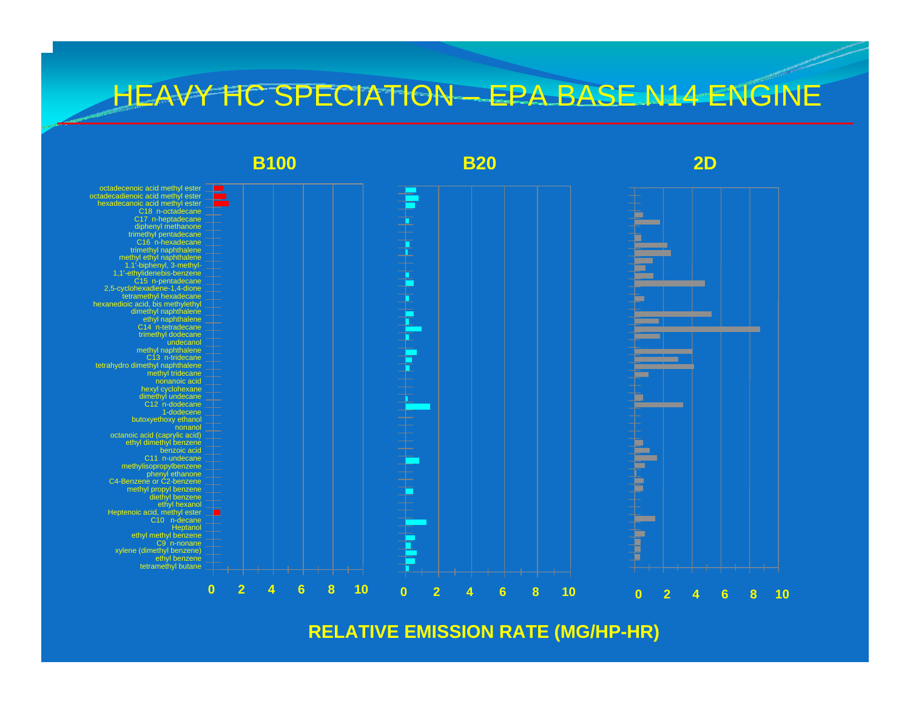# HEAVY HC SPECIATION – EPA BASE N14 ENGINE

**B100** | **B20** | **2D**

- octadecenoic acid methyl ester
- octadecadienoic acid methyl ester
- hexadecanoic acid methyl ester
- C18 n-octadecane
- C17 n-heptadecane
- diphenyl methanone
- trimethyl pentadecane
- C16 n-hexadecane
- trimethyl naphthalene
- methyl ethyl naphthalene
- 1.1'-biphenyl, 3-methyl-
- 1,1'-ethylidenebis-benzene
- C15 n-pentadecane
- 2,5-cyclohexadiene-1,4-dione
- tetramethyl hexadecane
- hexanedioic acid, bis methylethyl
- dimethyl naphthalene
- ethyl naphthalene
- C14 n-tetradecane
- trimethyl dodecane
- undecanol
- methyl naphthalene
- C13 n-tridecane
- tetrahydro dimethyl naphthalene
- methyl tridecane
- nonanoic acid
- hexyl cyclohexane
- dimethyl undecane
- C12 n-dodecane
- 1-dodecene
- butoxyethoxy ethanol
- nonanol
- octanoic acid (caprylic acid)
- ethyl dimethyl benzene
- benzoic acid
- C11 n-undecane
- methylisopropylbenzene
- phenyl ethanone
- C4-Benzene or C2-benzene
- methyl propyl benzene
- diethyl benzene
- ethyl hexanol
- Heptenoic acid, methyl ester
- C10 n-decane
- Heptanol
- ethyl methyl benzene
- C9 n-nonane
- xylene (dimethyl benzene)
- ethyl benzene
- tetramethyl butane

0 2 4 6 8 10

**RELATIVE EMISSION RATE (MG/HP-HR)**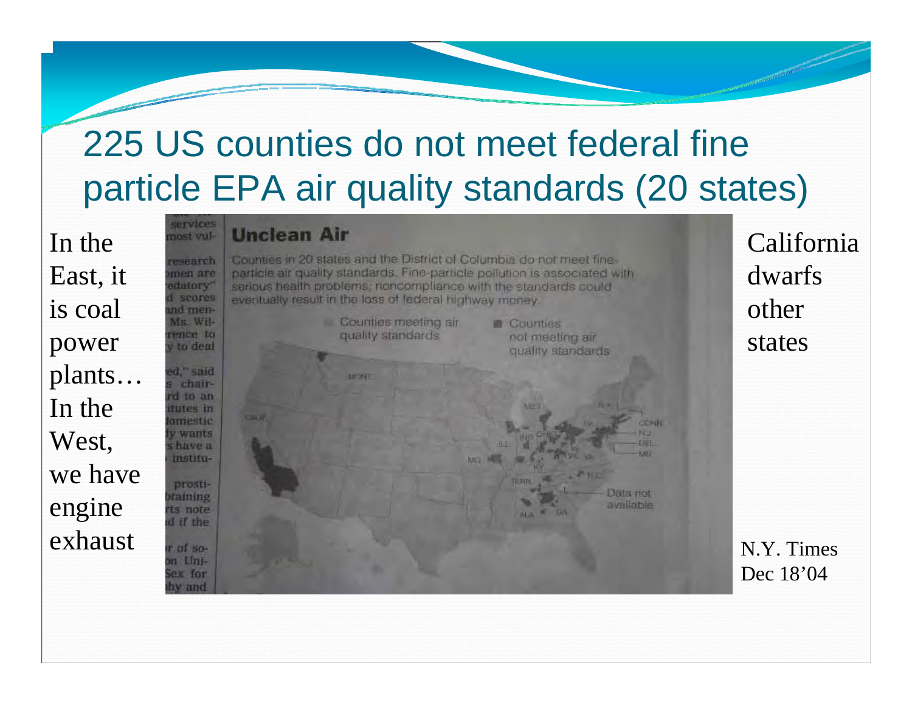# 225 US counties do not meet federal fine particle EPA air quality standards (20 states)

In the East, it is coal power plants… In the West, we have engine exhaust

**Unclean Air**

Counties in 20 states and the District of Columbia do not meet fine-particle air quality standards. Fine-particle pollution is associated with serious health problems; noncompliance with the standards could eventually result in the loss of federal highway money.

California dwarfs other states

N.Y. Times Dec 18'04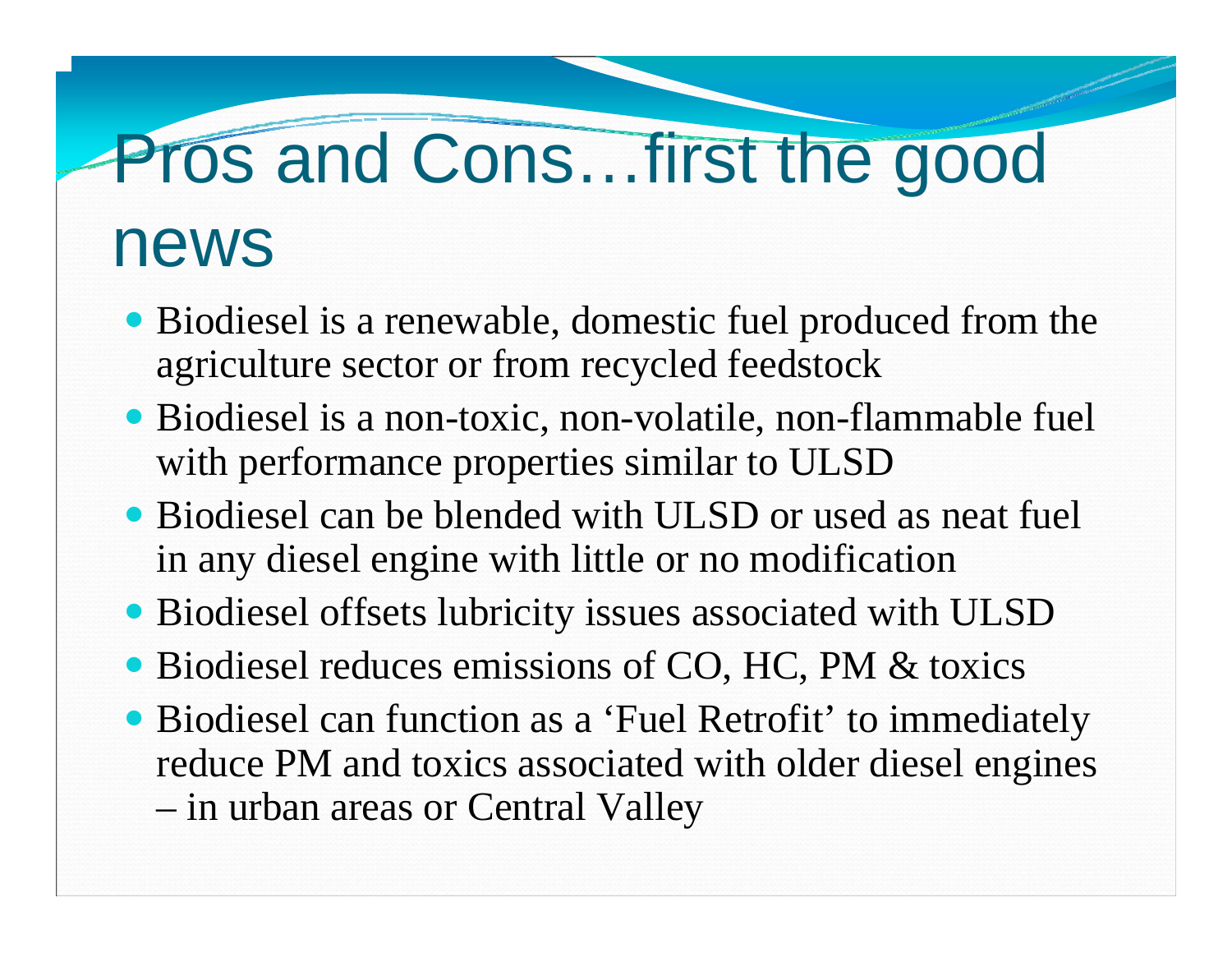# Pros and Cons…first the good news

- Biodiesel is a renewable, domestic fuel produced from the agriculture sector or from recycled feedstock
- Biodiesel is a non-toxic, non-volatile, non-flammable fuel with performance properties similar to ULSD
- Biodiesel can be blended with ULSD or used as neat fuel in any diesel engine with little or no modification
- Biodiesel offsets lubricity issues associated with ULSD
- Biodiesel reduces emissions of CO, HC, PM & toxics
- Biodiesel can function as a 'Fuel Retrofit' to immediately reduce PM and toxics associated with older diesel engines – in urban areas or Central Valley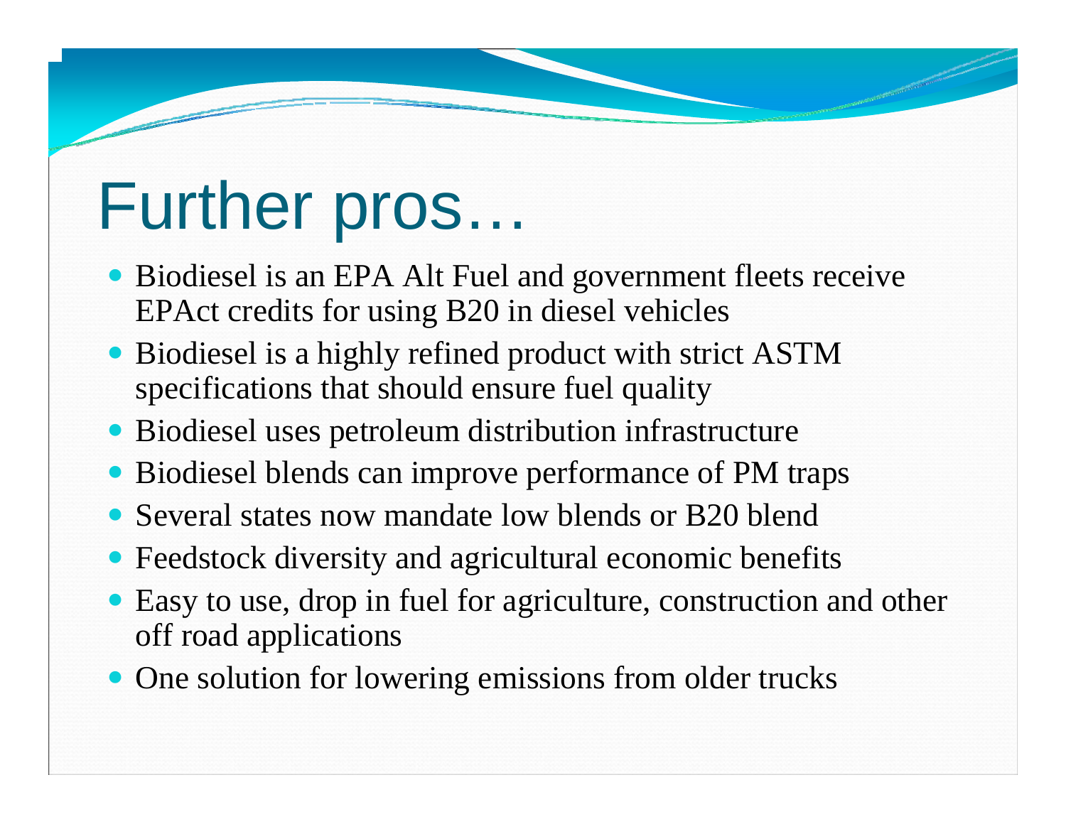# Further pros…

- Biodiesel is an EPA Alt Fuel and government fleets receive EPAct credits for using B20 in diesel vehicles
- Biodiesel is a highly refined product with strict ASTM specifications that should ensure fuel quality
- Biodiesel uses petroleum distribution infrastructure
- Biodiesel blends can improve performance of PM traps
- Several states now mandate low blends or B20 blend
- Feedstock diversity and agricultural economic benefits
- Easy to use, drop in fuel for agriculture, construction and other off road applications
- One solution for lowering emissions from older trucks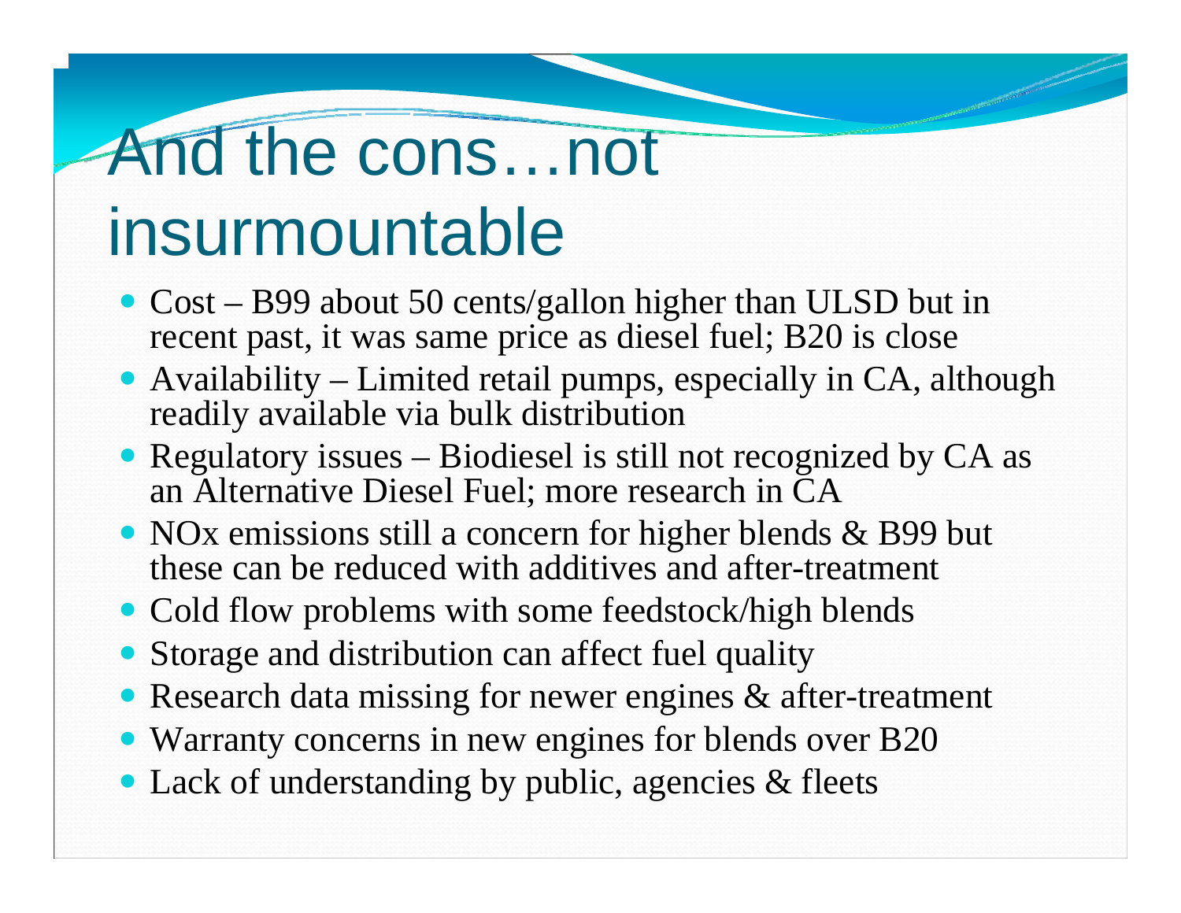# And the cons…not insurmountable

- Cost – B99 about 50 cents/gallon higher than ULSD but in recent past, it was same price as diesel fuel; B20 is close
- Availability – Limited retail pumps, especially in CA, although readily available via bulk distribution
- Regulatory issues – Biodiesel is still not recognized by CA as an Alternative Diesel Fuel; more research in CA
- NOx emissions still a concern for higher blends & B99 but these can be reduced with additives and after-treatment
- Cold flow problems with some feedstock/high blends
- Storage and distribution can affect fuel quality
- Research data missing for newer engines & after-treatment
- Warranty concerns in new engines for blends over B20
- Lack of understanding by public, agencies & fleets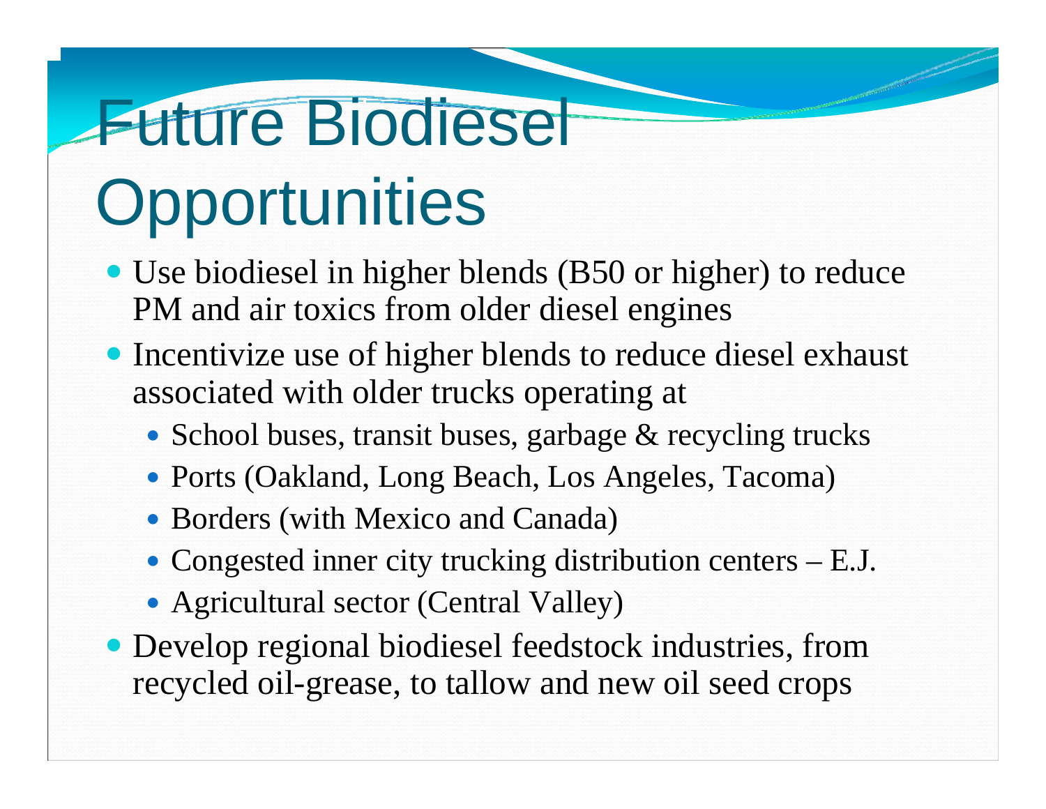# Future Biodiesel Opportunities

- Use biodiesel in higher blends (B50 or higher) to reduce PM and air toxics from older diesel engines
- Incentivize use of higher blends to reduce diesel exhaust associated with older trucks operating at
  - School buses, transit buses, garbage & recycling trucks
  - Ports (Oakland, Long Beach, Los Angeles, Tacoma)
  - Borders (with Mexico and Canada)
  - Congested inner city trucking distribution centers – E.J.
  - Agricultural sector (Central Valley)
- Develop regional biodiesel feedstock industries, from recycled oil-grease, to tallow and new oil seed crops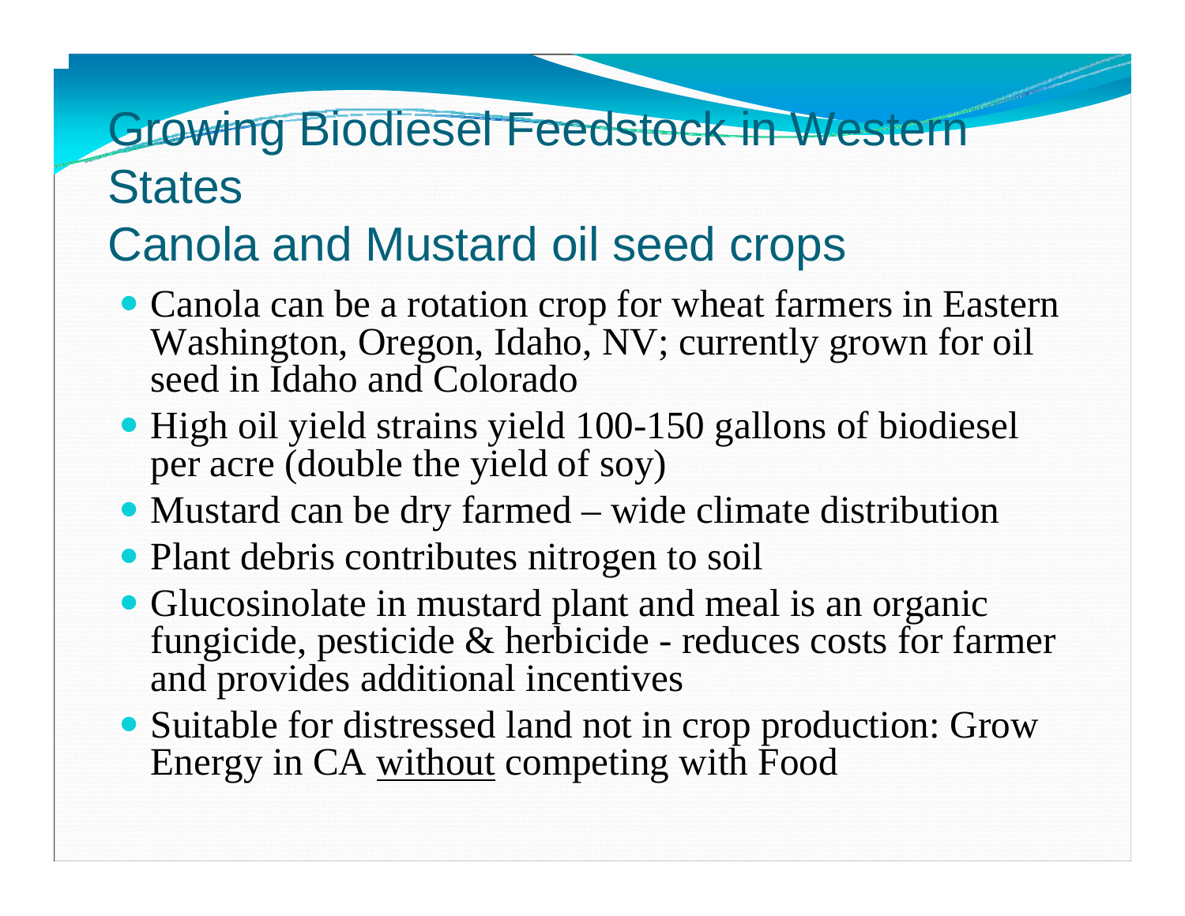# Growing Biodiesel Feedstock in Western States

## Canola and Mustard oil seed crops

- Canola can be a rotation crop for wheat farmers in Eastern Washington, Oregon, Idaho, NV; currently grown for oil seed in Idaho and Colorado
- High oil yield strains yield 100-150 gallons of biodiesel per acre (double the yield of soy)
- Mustard can be dry farmed – wide climate distribution
- Plant debris contributes nitrogen to soil
- Glucosinolate in mustard plant and meal is an organic fungicide, pesticide & herbicide - reduces costs for farmer and provides additional incentives
- Suitable for distressed land not in crop production: Grow Energy in CA <u>without</u> competing with Food